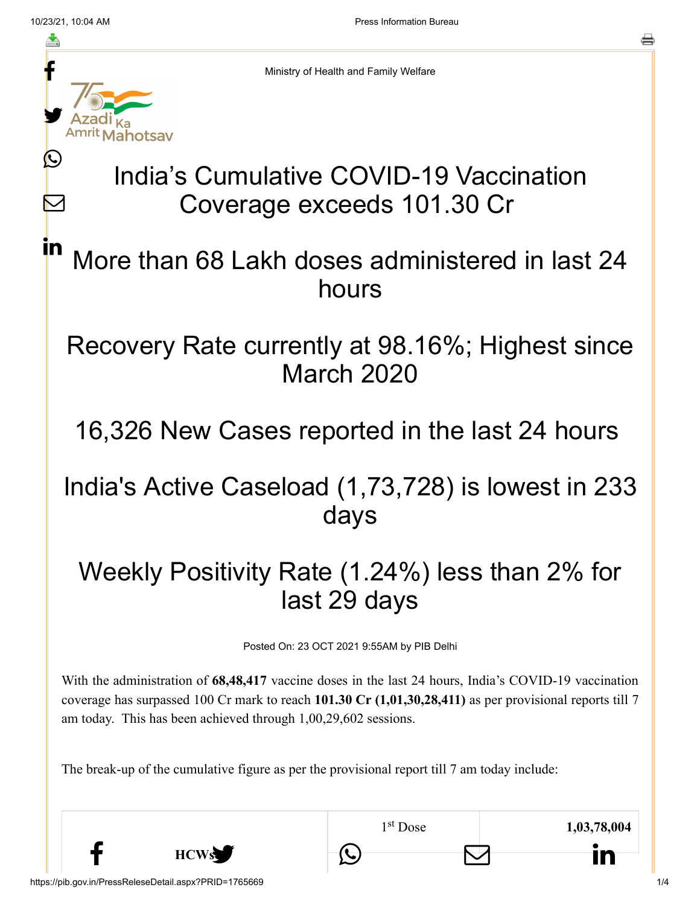Ministry of Health and Family Welfare

# India's Cumulative COVID-19 Vaccination Coverage exceeds 101.30 Cr

## More than 68 Lakh doses administered in last 24 hours

## Recovery Rate currently at 98.16%; Highest since March 2020

## 16,326 New Cases reported in the last 24 hours

## India's Active Caseload (1,73,728) is lowest in 233 days

## Weekly Positivity Rate (1.24%) less than 2% for last 29 days

Posted On: 23 OCT 2021 9:55AM by PIB Delhi

With the administration of **68,48,417** vaccine doses in the last 24 hours, India's COVID-19 vaccination coverage has surpassed 100 Cr mark to reach **101.30 Cr (1,01,30,28,411)** as per provisional reports till 7 am today. This has been achieved through 1,00,29,602 sessions.

The break-up of the cumulative figure as per the provisional report till 7 am today include:

| HCWs | 1st Dose | 1,03,78,004 |
|---|---|---|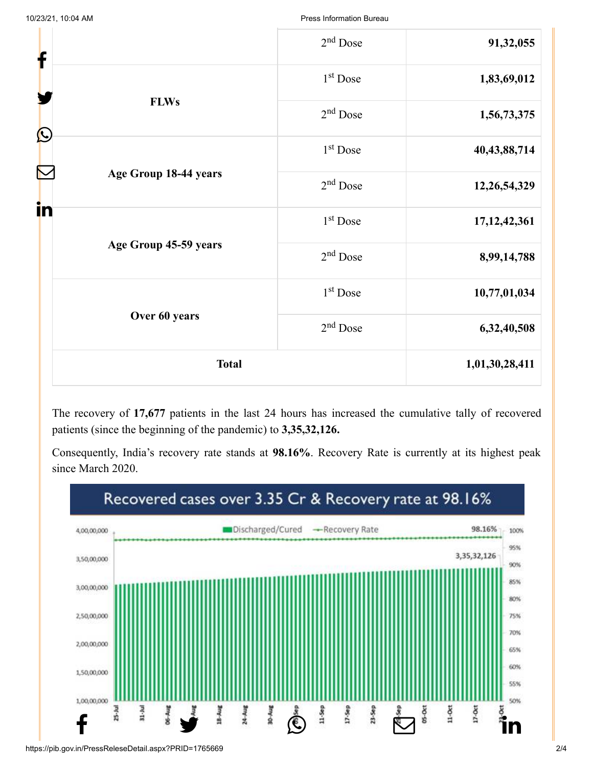| | | |
|---|---|---|
| | 2nd Dose | **91,32,055** |
| **FLWs** | 1st Dose | **1,83,69,012** |
| | 2nd Dose | **1,56,73,375** |
| **Age Group 18-44 years** | 1st Dose | **40,43,88,714** |
| | 2nd Dose | **12,26,54,329** |
| **Age Group 45-59 years** | 1st Dose | **17,12,42,361** |
| | 2nd Dose | **8,99,14,788** |
| **Over 60 years** | 1st Dose | **10,77,01,034** |
| | 2nd Dose | **6,32,40,508** |
| **Total** | | **1,01,30,28,411** |

The recovery of **17,677** patients in the last 24 hours has increased the cumulative tally of recovered patients (since the beginning of the pandemic) to **3,35,32,126.**

Consequently, India's recovery rate stands at **98.16%**. Recovery Rate is currently at its highest peak since March 2020.

Recovered cases over 3.35 Cr & Recovery rate at 98.16%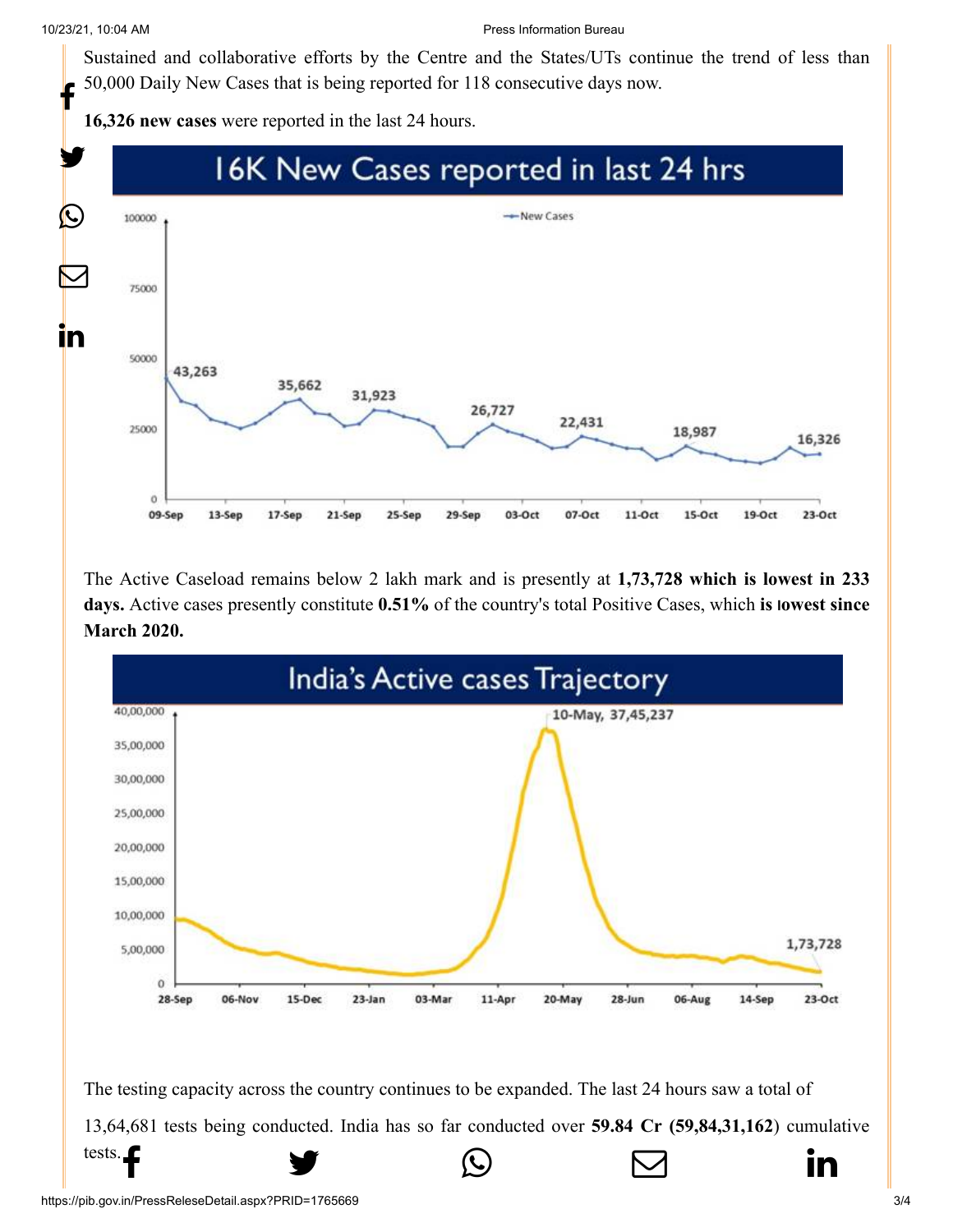Sustained and collaborative efforts by the Centre and the States/UTs continue the trend of less than 50,000 Daily New Cases that is being reported for 118 consecutive days now.

**16,326 new cases** were reported in the last 24 hours.

16K New Cases reported in last 24 hrs

The Active Caseload remains below 2 lakh mark and is presently at **1,73,728 which is lowest in 233 days.** Active cases presently constitute **0.51%** of the country's total Positive Cases, which **is lowest since March 2020.**

India's Active cases Trajectory

The testing capacity across the country continues to be expanded. The last 24 hours saw a total of 13,64,681 tests being conducted. India has so far conducted over **59.84 Cr (59,84,31,162**) cumulative tests.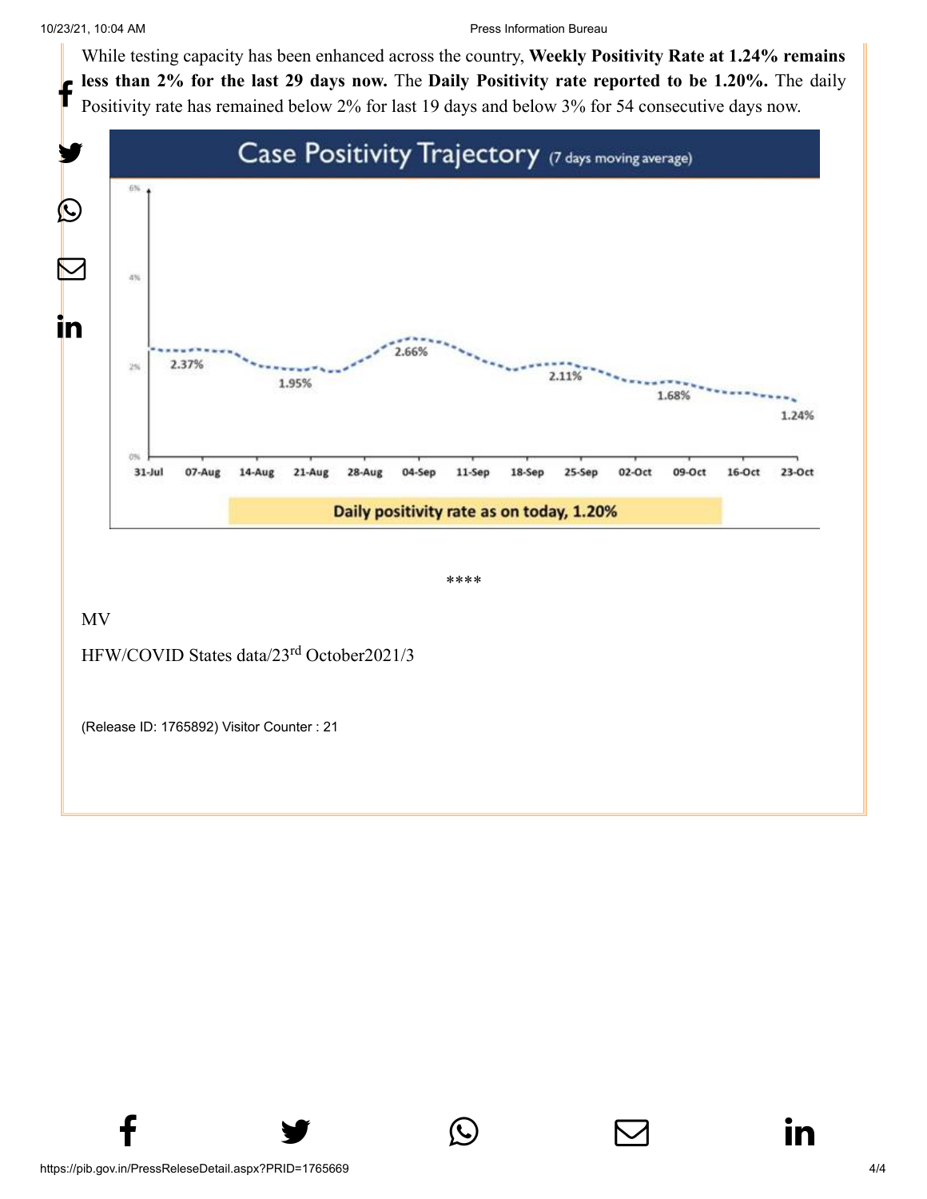While testing capacity has been enhanced across the country, **Weekly Positivity Rate at 1.24% remains less than 2% for the last 29 days now.** The **Daily Positivity rate reported to be 1.20%.** The daily Positivity rate has remained below 2% for last 19 days and below 3% for 54 consecutive days now.

Case Positivity Trajectory (7 days moving average)

6%
4%
2%
0%

2.37%
1.95%
2.66%
2.11%
1.68%
1.24%

31-Jul 07-Aug 14-Aug 21-Aug 28-Aug 04-Sep 11-Sep 18-Sep 25-Sep 02-Oct 09-Oct 16-Oct 23-Oct

Daily positivity rate as on today, 1.20%

\*\*\*\*

MV

HFW/COVID States data/23rd October2021/3

(Release ID: 1765892) Visitor Counter : 21